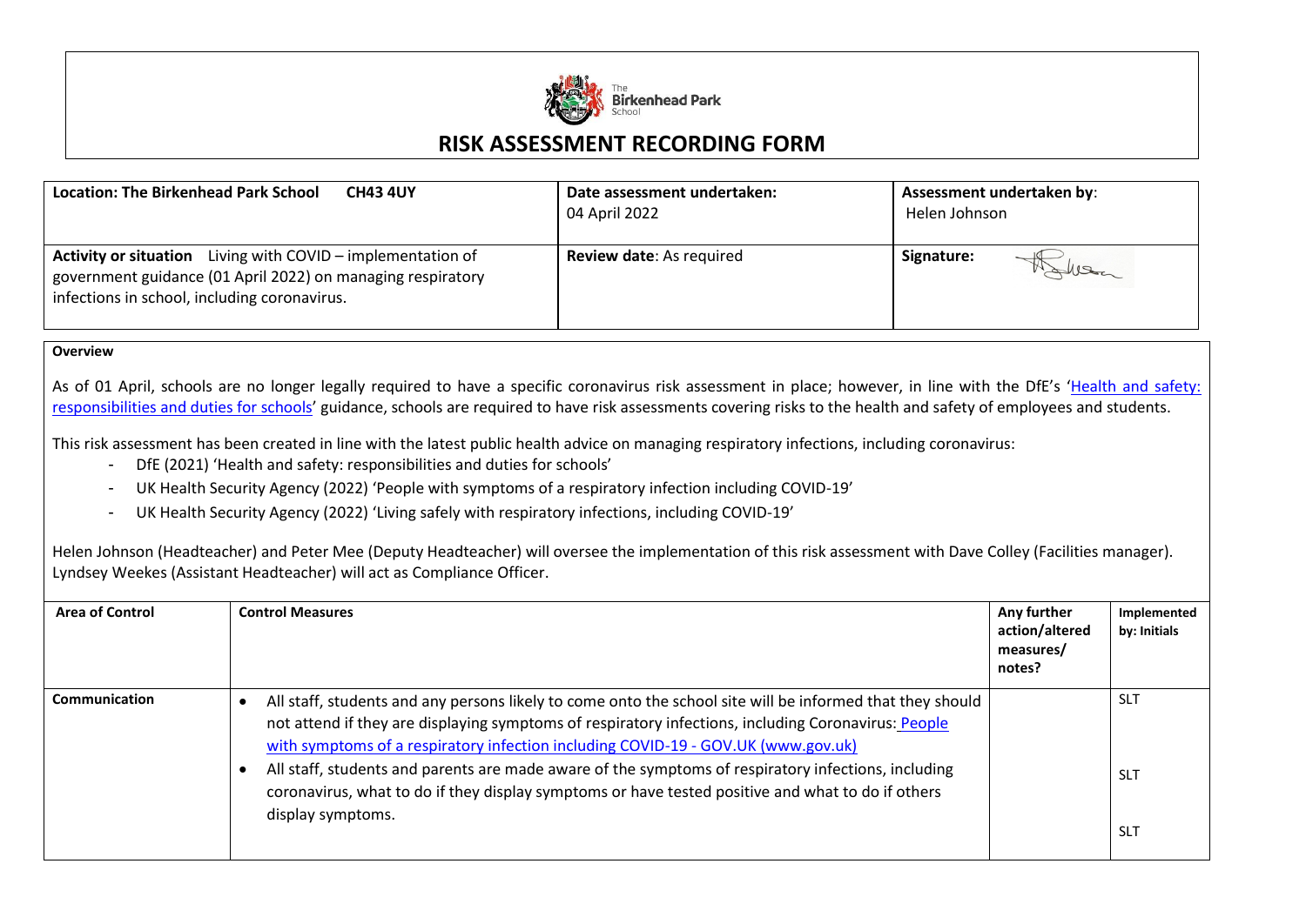The Birkenhead Park School

# RISK ASSESSMENT RECORDING FORM

| **Location: The Birkenhead Park School CH43 4UY** | **Date assessment undertaken:** 04 April 2022 | **Assessment undertaken by:** Helen Johnson |
|---|---|---|
| **Activity or situation** Living with COVID – implementation of government guidance (01 April 2022) on managing respiratory infections in school, including coronavirus. | **Review date**: As required | **Signature:** |

**Overview**

As of 01 April, schools are no longer legally required to have a specific coronavirus risk assessment in place; however, in line with the DfE's 'Health and safety: responsibilities and duties for schools' guidance, schools are required to have risk assessments covering risks to the health and safety of employees and students.

This risk assessment has been created in line with the latest public health advice on managing respiratory infections, including coronavirus:

- DfE (2021) 'Health and safety: responsibilities and duties for schools'
- UK Health Security Agency (2022) 'People with symptoms of a respiratory infection including COVID-19'
- UK Health Security Agency (2022) 'Living safely with respiratory infections, including COVID-19'

Helen Johnson (Headteacher) and Peter Mee (Deputy Headteacher) will oversee the implementation of this risk assessment with Dave Colley (Facilities manager). Lyndsey Weekes (Assistant Headteacher) will act as Compliance Officer.

| Area of Control | Control Measures | Any further action/altered measures/ notes? | Implemented by: Initials |
|---|---|---|---|
| **Communication** | • All staff, students and any persons likely to come onto the school site will be informed that they should not attend if they are displaying symptoms of respiratory infections, including Coronavirus: People with symptoms of a respiratory infection including COVID-19 - GOV.UK (www.gov.uk)<br>• All staff, students and parents are made aware of the symptoms of respiratory infections, including coronavirus, what to do if they display symptoms or have tested positive and what to do if others display symptoms. | | SLT<br>SLT<br>SLT |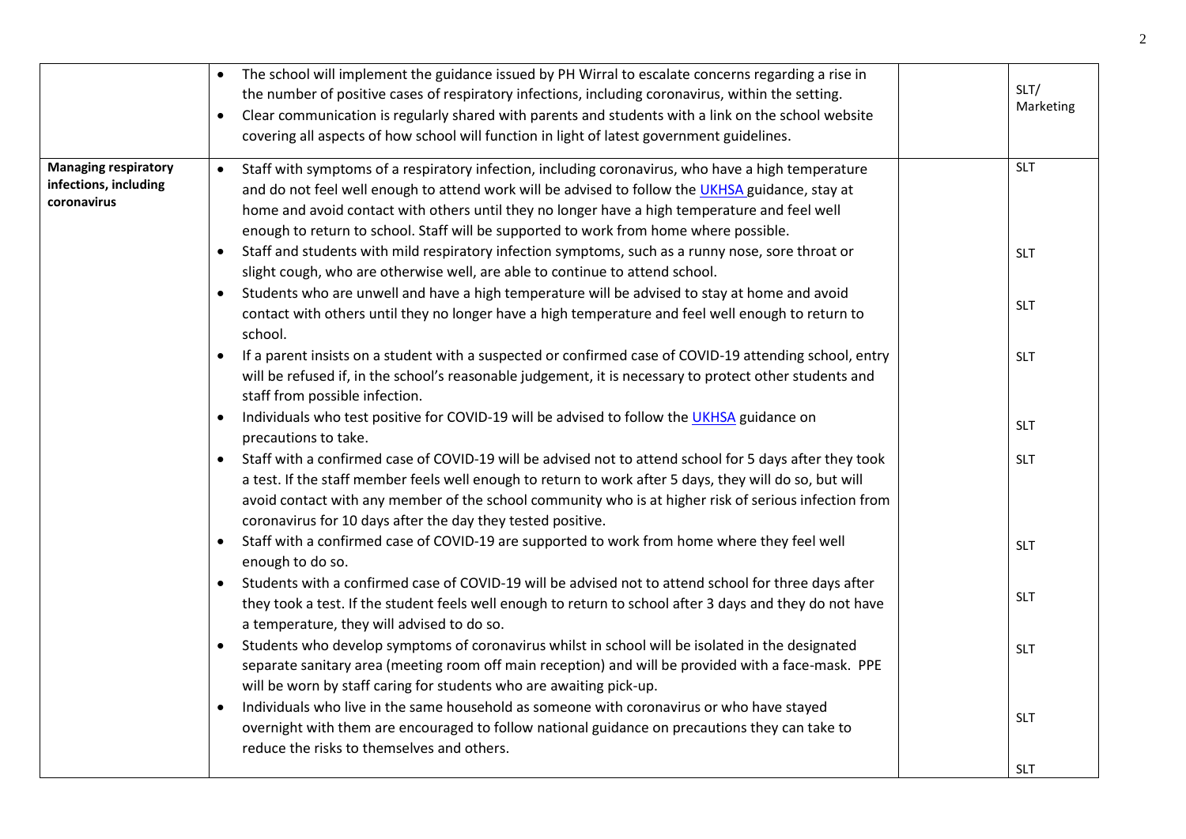| | | | |
|---|---|---|---|
| | • The school will implement the guidance issued by PH Wirral to escalate concerns regarding a rise in the number of positive cases of respiratory infections, including coronavirus, within the setting.<br>• Clear communication is regularly shared with parents and students with a link on the school website covering all aspects of how school will function in light of latest government guidelines. | | SLT/ Marketing |
| **Managing respiratory infections, including coronavirus** | • Staff with symptoms of a respiratory infection, including coronavirus, who have a high temperature and do not feel well enough to attend work will be advised to follow the UKHSA guidance, stay at home and avoid contact with others until they no longer have a high temperature and feel well enough to return to school. Staff will be supported to work from home where possible.<br>• Staff and students with mild respiratory infection symptoms, such as a runny nose, sore throat or slight cough, who are otherwise well, are able to continue to attend school.<br>• Students who are unwell and have a high temperature will be advised to stay at home and avoid contact with others until they no longer have a high temperature and feel well enough to return to school.<br>• If a parent insists on a student with a suspected or confirmed case of COVID-19 attending school, entry will be refused if, in the school's reasonable judgement, it is necessary to protect other students and staff from possible infection.<br>• Individuals who test positive for COVID-19 will be advised to follow the UKHSA guidance on precautions to take.<br>• Staff with a confirmed case of COVID-19 will be advised not to attend school for 5 days after they took a test. If the staff member feels well enough to return to work after 5 days, they will do so, but will avoid contact with any member of the school community who is at higher risk of serious infection from coronavirus for 10 days after the day they tested positive.<br>• Staff with a confirmed case of COVID-19 are supported to work from home where they feel well enough to do so.<br>• Students with a confirmed case of COVID-19 will be advised not to attend school for three days after they took a test. If the student feels well enough to return to school after 3 days and they do not have a temperature, they will advised to do so.<br>• Students who develop symptoms of coronavirus whilst in school will be isolated in the designated separate sanitary area (meeting room off main reception) and will be provided with a face-mask. PPE will be worn by staff caring for students who are awaiting pick-up.<br>• Individuals who live in the same household as someone with coronavirus or who have stayed overnight with them are encouraged to follow national guidance on precautions they can take to reduce the risks to themselves and others. | | SLT<br>SLT<br>SLT<br>SLT<br>SLT<br>SLT<br>SLT<br>SLT<br>SLT<br>SLT<br>SLT |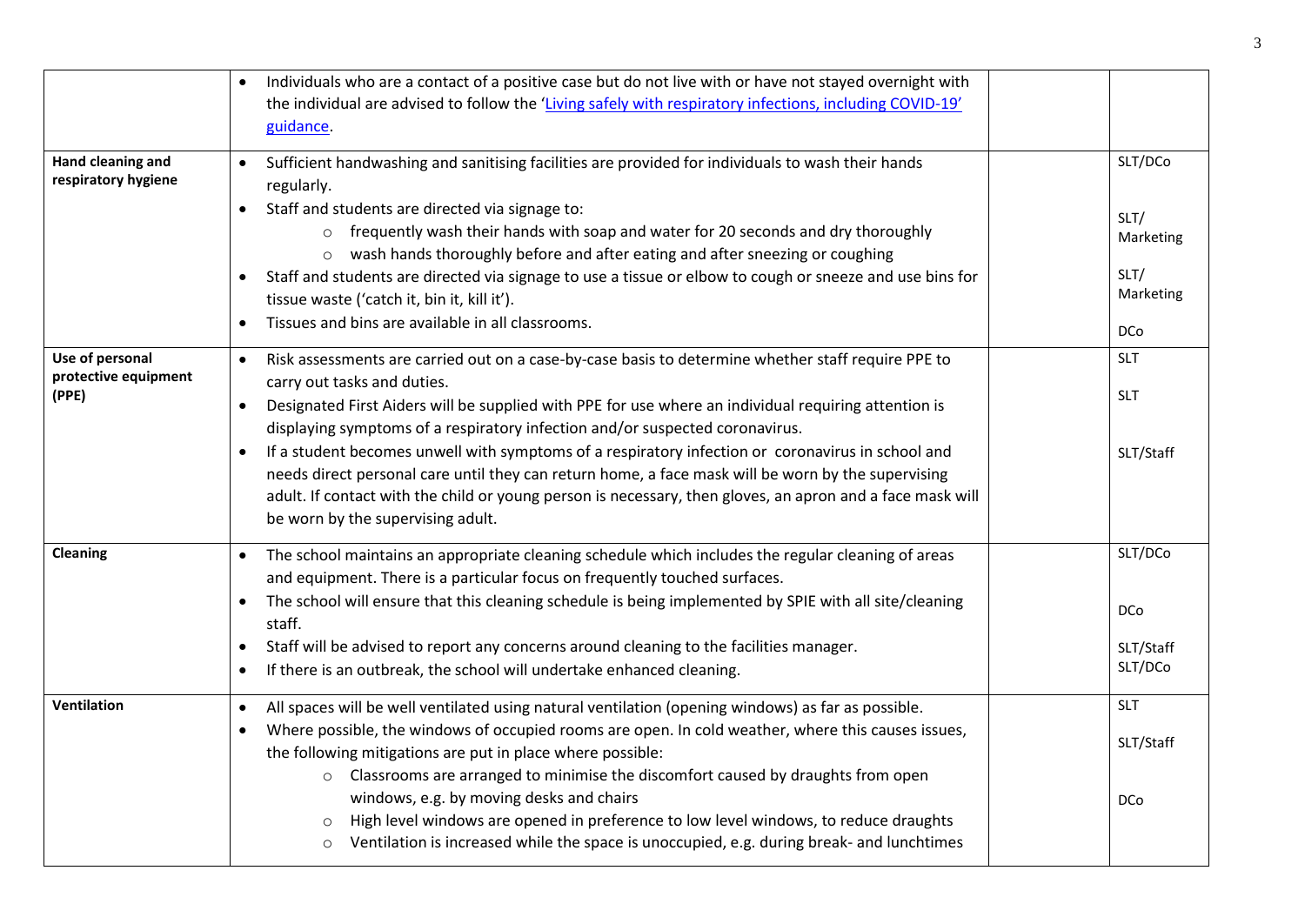| | | | |
|---|---|---|---|
| | • Individuals who are a contact of a positive case but do not live with or have not stayed overnight with the individual are advised to follow the '[Living safely with respiratory infections, including COVID-19' guidance](). | | |
| **Hand cleaning and respiratory hygiene** | • Sufficient handwashing and sanitising facilities are provided for individuals to wash their hands regularly.<br>• Staff and students are directed via signage to:<br>  ○ frequently wash their hands with soap and water for 20 seconds and dry thoroughly<br>  ○ wash hands thoroughly before and after eating and after sneezing or coughing<br>• Staff and students are directed via signage to use a tissue or elbow to cough or sneeze and use bins for tissue waste ('catch it, bin it, kill it').<br>• Tissues and bins are available in all classrooms. | | SLT/DCo<br><br>SLT/ Marketing<br><br>SLT/ Marketing<br><br>DCo |
| **Use of personal protective equipment (PPE)** | • Risk assessments are carried out on a case-by-case basis to determine whether staff require PPE to carry out tasks and duties.<br>• Designated First Aiders will be supplied with PPE for use where an individual requiring attention is displaying symptoms of a respiratory infection and/or suspected coronavirus.<br>• If a student becomes unwell with symptoms of a respiratory infection or coronavirus in school and needs direct personal care until they can return home, a face mask will be worn by the supervising adult. If contact with the child or young person is necessary, then gloves, an apron and a face mask will be worn by the supervising adult. | | SLT<br><br>SLT<br><br>SLT/Staff |
| **Cleaning** | • The school maintains an appropriate cleaning schedule which includes the regular cleaning of areas and equipment. There is a particular focus on frequently touched surfaces.<br>• The school will ensure that this cleaning schedule is being implemented by SPIE with all site/cleaning staff.<br>• Staff will be advised to report any concerns around cleaning to the facilities manager.<br>• If there is an outbreak, the school will undertake enhanced cleaning. | | SLT/DCo<br><br>DCo<br><br>SLT/Staff<br>SLT/DCo |
| **Ventilation** | • All spaces will be well ventilated using natural ventilation (opening windows) as far as possible.<br>• Where possible, the windows of occupied rooms are open. In cold weather, where this causes issues, the following mitigations are put in place where possible:<br>  ○ Classrooms are arranged to minimise the discomfort caused by draughts from open windows, e.g. by moving desks and chairs<br>  ○ High level windows are opened in preference to low level windows, to reduce draughts<br>  ○ Ventilation is increased while the space is unoccupied, e.g. during break- and lunchtimes | | SLT<br><br>SLT/Staff<br><br>DCo |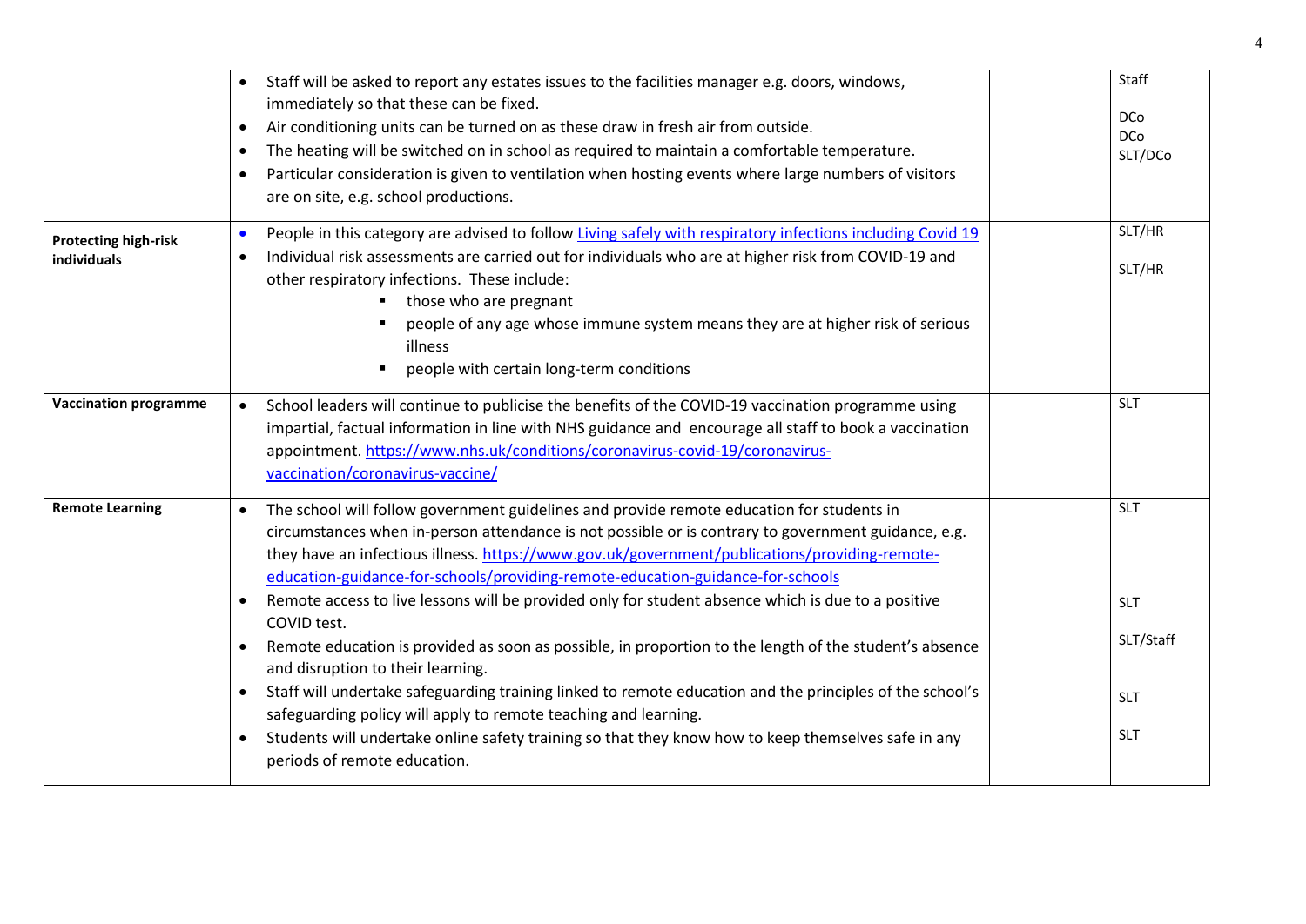| | | | |
|---|---|---|---|
| | • Staff will be asked to report any estates issues to the facilities manager e.g. doors, windows, immediately so that these can be fixed.<br>• Air conditioning units can be turned on as these draw in fresh air from outside.<br>• The heating will be switched on in school as required to maintain a comfortable temperature.<br>• Particular consideration is given to ventilation when hosting events where large numbers of visitors are on site, e.g. school productions. | | Staff<br><br>DCo<br>DCo<br>SLT/DCo |
| **Protecting high-risk individuals** | • People in this category are advised to follow [Living safely with respiratory infections including Covid 19](#)<br>• Individual risk assessments are carried out for individuals who are at higher risk from COVID-19 and other respiratory infections. These include:<br>  ▪ those who are pregnant<br>  ▪ people of any age whose immune system means they are at higher risk of serious illness<br>  ▪ people with certain long-term conditions | | SLT/HR<br><br>SLT/HR |
| **Vaccination programme** | • School leaders will continue to publicise the benefits of the COVID-19 vaccination programme using impartial, factual information in line with NHS guidance and encourage all staff to book a vaccination appointment. https://www.nhs.uk/conditions/coronavirus-covid-19/coronavirus-vaccination/coronavirus-vaccine/ | | SLT |
| **Remote Learning** | • The school will follow government guidelines and provide remote education for students in circumstances when in-person attendance is not possible or is contrary to government guidance, e.g. they have an infectious illness. https://www.gov.uk/government/publications/providing-remote-education-guidance-for-schools/providing-remote-education-guidance-for-schools<br>• Remote access to live lessons will be provided only for student absence which is due to a positive COVID test.<br>• Remote education is provided as soon as possible, in proportion to the length of the student's absence and disruption to their learning.<br>• Staff will undertake safeguarding training linked to remote education and the principles of the school's safeguarding policy will apply to remote teaching and learning.<br>• Students will undertake online safety training so that they know how to keep themselves safe in any periods of remote education. | | SLT<br><br><br>SLT<br><br>SLT/Staff<br><br>SLT<br><br>SLT |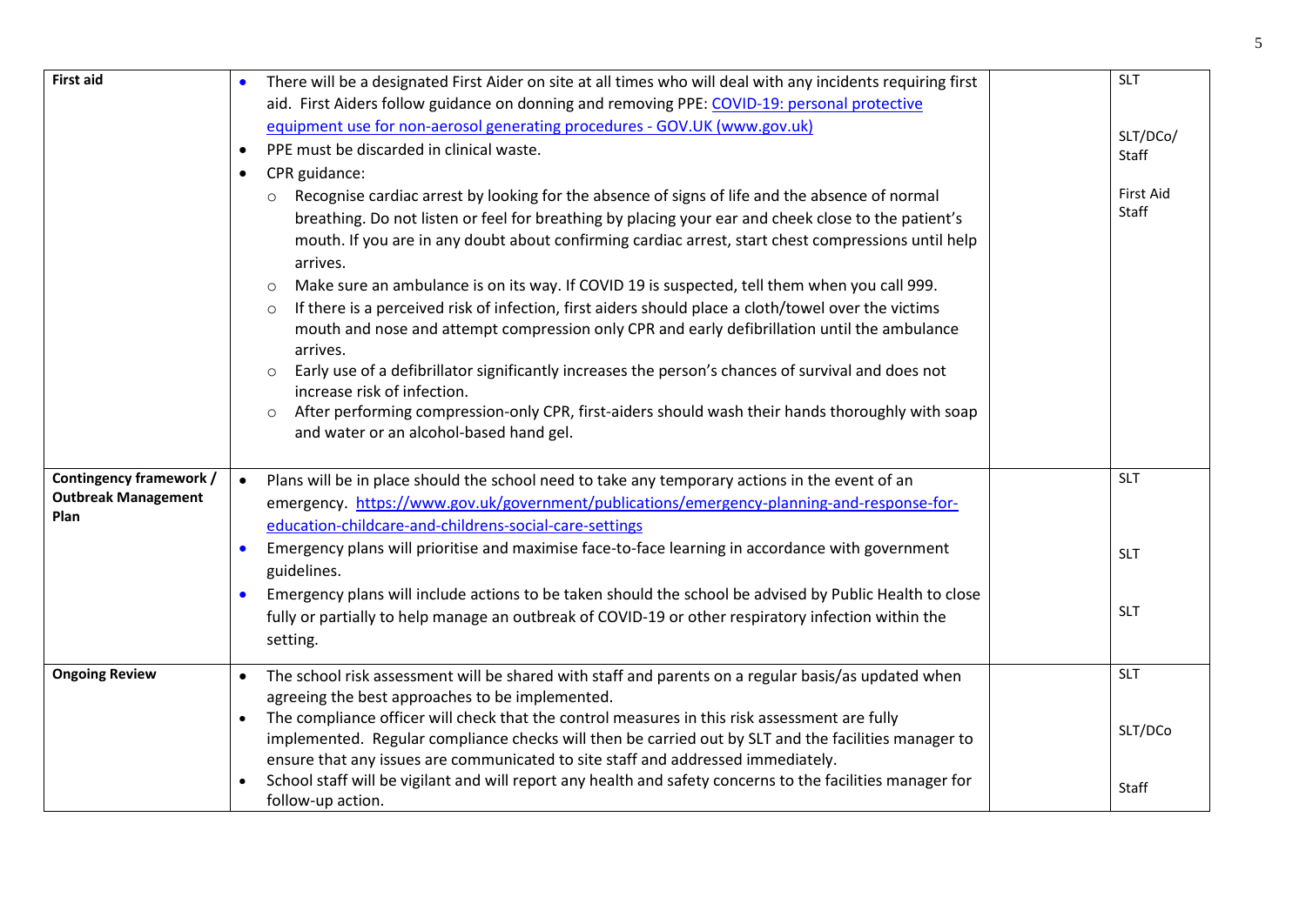| | | | |
|---|---|---|---|
| **First aid** | • There will be a designated First Aider on site at all times who will deal with any incidents requiring first aid. First Aiders follow guidance on donning and removing PPE: [COVID-19: personal protective equipment use for non-aerosol generating procedures - GOV.UK (www.gov.uk)](https://www.gov.uk)<br>• PPE must be discarded in clinical waste.<br>• CPR guidance:<br>&nbsp;&nbsp;&nbsp;&nbsp;○ Recognise cardiac arrest by looking for the absence of signs of life and the absence of normal breathing. Do not listen or feel for breathing by placing your ear and cheek close to the patient's mouth. If you are in any doubt about confirming cardiac arrest, start chest compressions until help arrives.<br>&nbsp;&nbsp;&nbsp;&nbsp;○ Make sure an ambulance is on its way. If COVID 19 is suspected, tell them when you call 999.<br>&nbsp;&nbsp;&nbsp;&nbsp;○ If there is a perceived risk of infection, first aiders should place a cloth/towel over the victims mouth and nose and attempt compression only CPR and early defibrillation until the ambulance arrives.<br>&nbsp;&nbsp;&nbsp;&nbsp;○ Early use of a defibrillator significantly increases the person's chances of survival and does not increase risk of infection.<br>&nbsp;&nbsp;&nbsp;&nbsp;○ After performing compression-only CPR, first-aiders should wash their hands thoroughly with soap and water or an alcohol-based hand gel. | | SLT<br><br>SLT/DCo/ Staff<br><br>First Aid Staff |
| **Contingency framework / Outbreak Management Plan** | • Plans will be in place should the school need to take any temporary actions in the event of an emergency. [https://www.gov.uk/government/publications/emergency-planning-and-response-for-education-childcare-and-childrens-social-care-settings](https://www.gov.uk/government/publications/emergency-planning-and-response-for-education-childcare-and-childrens-social-care-settings)<br>• Emergency plans will prioritise and maximise face-to-face learning in accordance with government guidelines.<br>• Emergency plans will include actions to be taken should the school be advised by Public Health to close fully or partially to help manage an outbreak of COVID-19 or other respiratory infection within the setting. | | SLT<br><br>SLT<br><br>SLT |
| **Ongoing Review** | • The school risk assessment will be shared with staff and parents on a regular basis/as updated when agreeing the best approaches to be implemented.<br>• The compliance officer will check that the control measures in this risk assessment are fully implemented. Regular compliance checks will then be carried out by SLT and the facilities manager to ensure that any issues are communicated to site staff and addressed immediately.<br>• School staff will be vigilant and will report any health and safety concerns to the facilities manager for follow-up action. | | SLT<br><br>SLT/DCo<br><br>Staff |